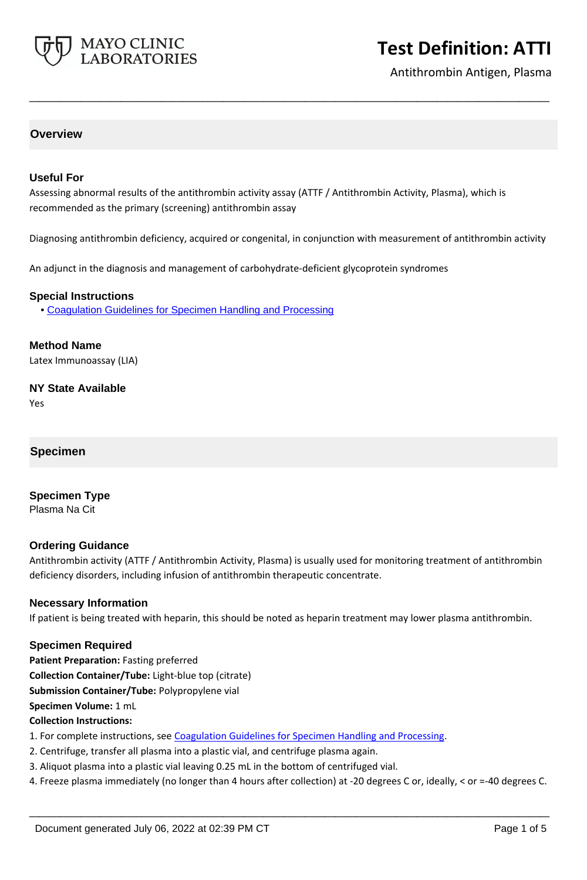# Test Definition: ATTI

Antithrombin Antigen, Plasma

## Overview

### Useful For

Assessing abnormal results of the antithrombin activity assay (ATTF / Antithrombin Activity, Plasma), which is recommended as the primary (screening) antithrombin assay

Diagnosing antithrombin deficiency, acquired or congenital, in conjunction with measurement of antithrombin activity

An adjunct in the diagnosis and management of carbohydrate-deficient glycoprotein syndromes

### Special Instructions

- Coagulation Guidelines for Specimen Handling and Processing

### Method Name

Latex Immunoassay (LIA)

### NY State Available

Yes

## Specimen

### Specimen Type

Plasma Na Cit

### Ordering Guidance

Antithrombin activity (ATTF / Antithrombin Activity, Plasma) is usually used for monitoring treatment of antithrombin deficiency disorders, including infusion of antithrombin therapeutic concentrate.

### Necessary Information

If patient is being treated with heparin, this should be noted as heparin treatment may lower plasma antithrombin.

### Specimen Required

**Patient Preparation:** Fasting preferred
**Collection Container/Tube:** Light-blue top (citrate)
**Submission Container/Tube:** Polypropylene vial
**Specimen Volume:** 1 mL
**Collection Instructions:**

1. For complete instructions, see Coagulation Guidelines for Specimen Handling and Processing.
2. Centrifuge, transfer all plasma into a plastic vial, and centrifuge plasma again.
3. Aliquot plasma into a plastic vial leaving 0.25 mL in the bottom of centrifuged vial.
4. Freeze plasma immediately (no longer than 4 hours after collection) at -20 degrees C or, ideally, < or =-40 degrees C.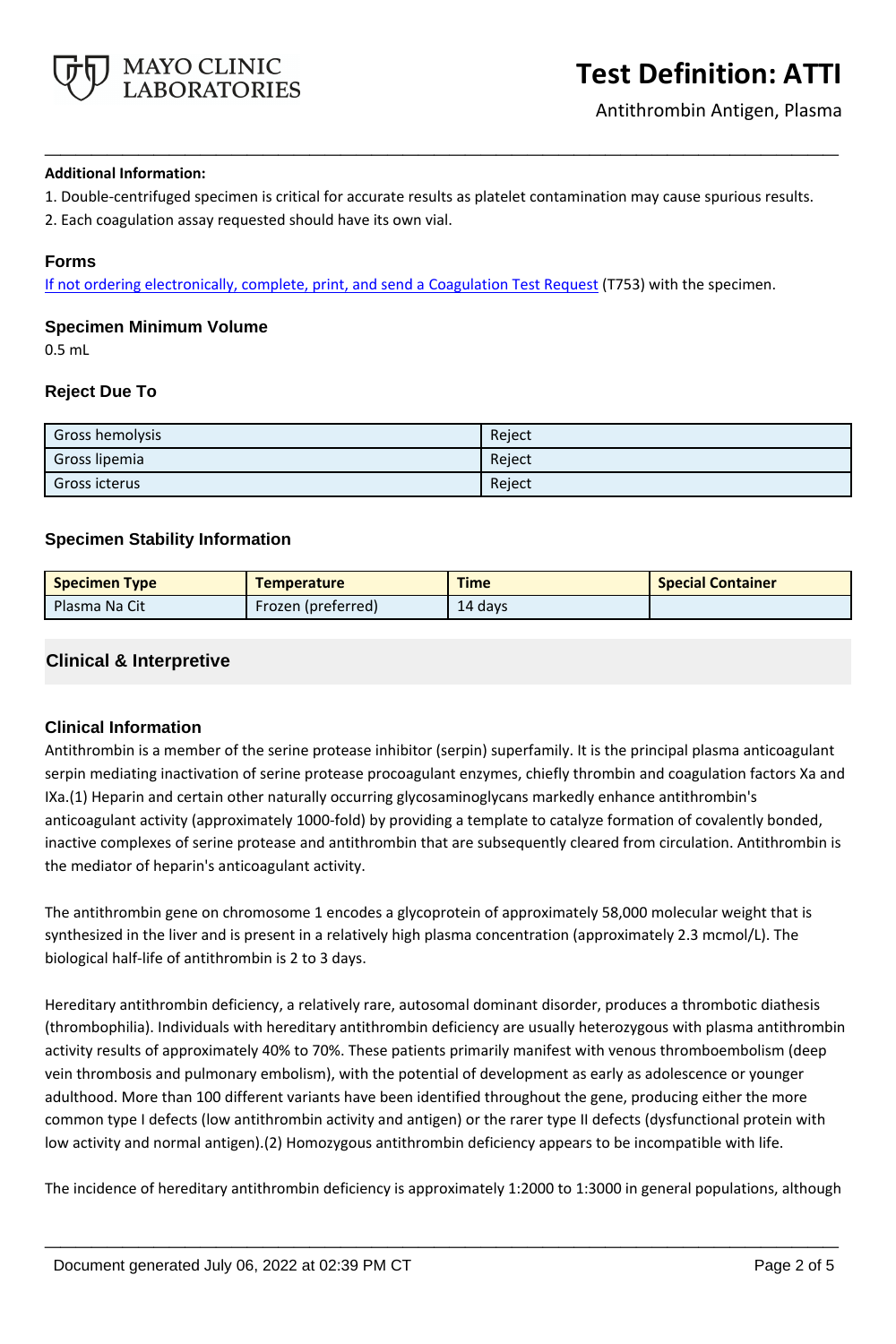**Additional Information:**

1. Double-centrifuged specimen is critical for accurate results as platelet contamination may cause spurious results.
2. Each coagulation assay requested should have its own vial.

### Forms

If not ordering electronically, complete, print, and send a Coagulation Test Request (T753) with the specimen.

### Specimen Minimum Volume

0.5 mL

### Reject Due To

| | |
|---|---|
| Gross hemolysis | Reject |
| Gross lipemia | Reject |
| Gross icterus | Reject |

### Specimen Stability Information

| Specimen Type | Temperature | Time | Special Container |
|---|---|---|---|
| Plasma Na Cit | Frozen (preferred) | 14 days | |

## Clinical & Interpretive

### Clinical Information

Antithrombin is a member of the serine protease inhibitor (serpin) superfamily. It is the principal plasma anticoagulant serpin mediating inactivation of serine protease procoagulant enzymes, chiefly thrombin and coagulation factors Xa and IXa.(1) Heparin and certain other naturally occurring glycosaminoglycans markedly enhance antithrombin's anticoagulant activity (approximately 1000-fold) by providing a template to catalyze formation of covalently bonded, inactive complexes of serine protease and antithrombin that are subsequently cleared from circulation. Antithrombin is the mediator of heparin's anticoagulant activity.

The antithrombin gene on chromosome 1 encodes a glycoprotein of approximately 58,000 molecular weight that is synthesized in the liver and is present in a relatively high plasma concentration (approximately 2.3 mcmol/L). The biological half-life of antithrombin is 2 to 3 days.

Hereditary antithrombin deficiency, a relatively rare, autosomal dominant disorder, produces a thrombotic diathesis (thrombophilia). Individuals with hereditary antithrombin deficiency are usually heterozygous with plasma antithrombin activity results of approximately 40% to 70%. These patients primarily manifest with venous thromboembolism (deep vein thrombosis and pulmonary embolism), with the potential of development as early as adolescence or younger adulthood. More than 100 different variants have been identified throughout the gene, producing either the more common type I defects (low antithrombin activity and antigen) or the rarer type II defects (dysfunctional protein with low activity and normal antigen).(2) Homozygous antithrombin deficiency appears to be incompatible with life.

The incidence of hereditary antithrombin deficiency is approximately 1:2000 to 1:3000 in general populations, although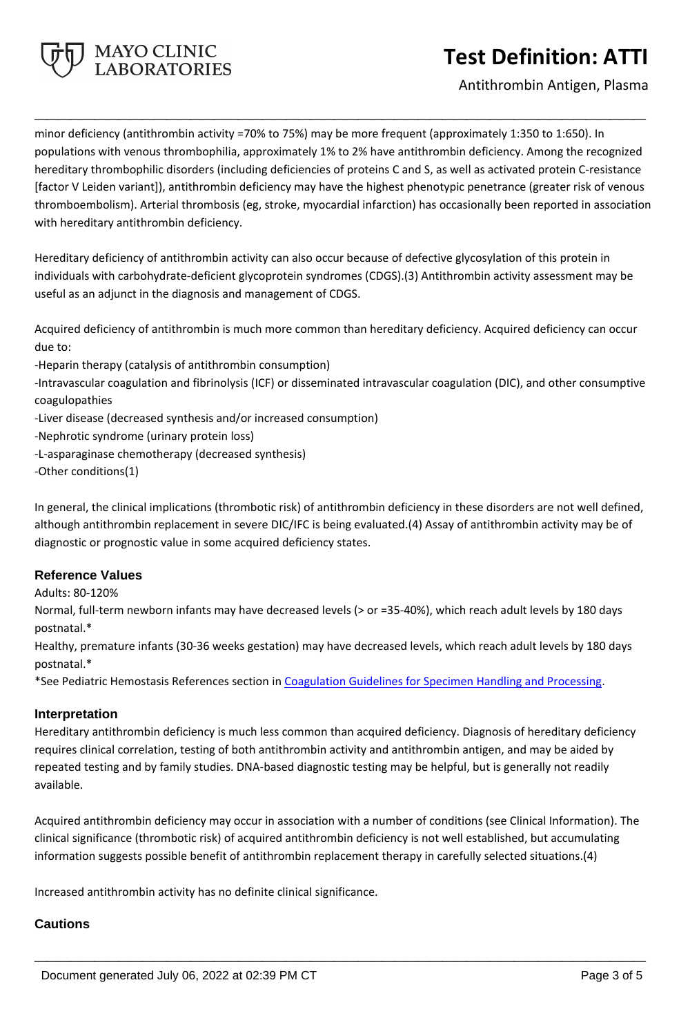minor deficiency (antithrombin activity =70% to 75%) may be more frequent (approximately 1:350 to 1:650). In populations with venous thrombophilia, approximately 1% to 2% have antithrombin deficiency. Among the recognized hereditary thrombophilic disorders (including deficiencies of proteins C and S, as well as activated protein C-resistance [factor V Leiden variant]), antithrombin deficiency may have the highest phenotypic penetrance (greater risk of venous thromboembolism). Arterial thrombosis (eg, stroke, myocardial infarction) has occasionally been reported in association with hereditary antithrombin deficiency.

Hereditary deficiency of antithrombin activity can also occur because of defective glycosylation of this protein in individuals with carbohydrate-deficient glycoprotein syndromes (CDGS).(3) Antithrombin activity assessment may be useful as an adjunct in the diagnosis and management of CDGS.

Acquired deficiency of antithrombin is much more common than hereditary deficiency. Acquired deficiency can occur due to:

-Heparin therapy (catalysis of antithrombin consumption)  
-Intravascular coagulation and fibrinolysis (ICF) or disseminated intravascular coagulation (DIC), and other consumptive coagulopathies  
-Liver disease (decreased synthesis and/or increased consumption)  
-Nephrotic syndrome (urinary protein loss)  
-L-asparaginase chemotherapy (decreased synthesis)  
-Other conditions(1)

In general, the clinical implications (thrombotic risk) of antithrombin deficiency in these disorders are not well defined, although antithrombin replacement in severe DIC/IFC is being evaluated.(4) Assay of antithrombin activity may be of diagnostic or prognostic value in some acquired deficiency states.

## Reference Values

Adults: 80-120%  
Normal, full-term newborn infants may have decreased levels (> or =35-40%), which reach adult levels by 180 days postnatal.*  
Healthy, premature infants (30-36 weeks gestation) may have decreased levels, which reach adult levels by 180 days postnatal.*  
*See Pediatric Hemostasis References section in Coagulation Guidelines for Specimen Handling and Processing.

## Interpretation

Hereditary antithrombin deficiency is much less common than acquired deficiency. Diagnosis of hereditary deficiency requires clinical correlation, testing of both antithrombin activity and antithrombin antigen, and may be aided by repeated testing and by family studies. DNA-based diagnostic testing may be helpful, but is generally not readily available.

Acquired antithrombin deficiency may occur in association with a number of conditions (see Clinical Information). The clinical significance (thrombotic risk) of acquired antithrombin deficiency is not well established, but accumulating information suggests possible benefit of antithrombin replacement therapy in carefully selected situations.(4)

Increased antithrombin activity has no definite clinical significance.

## Cautions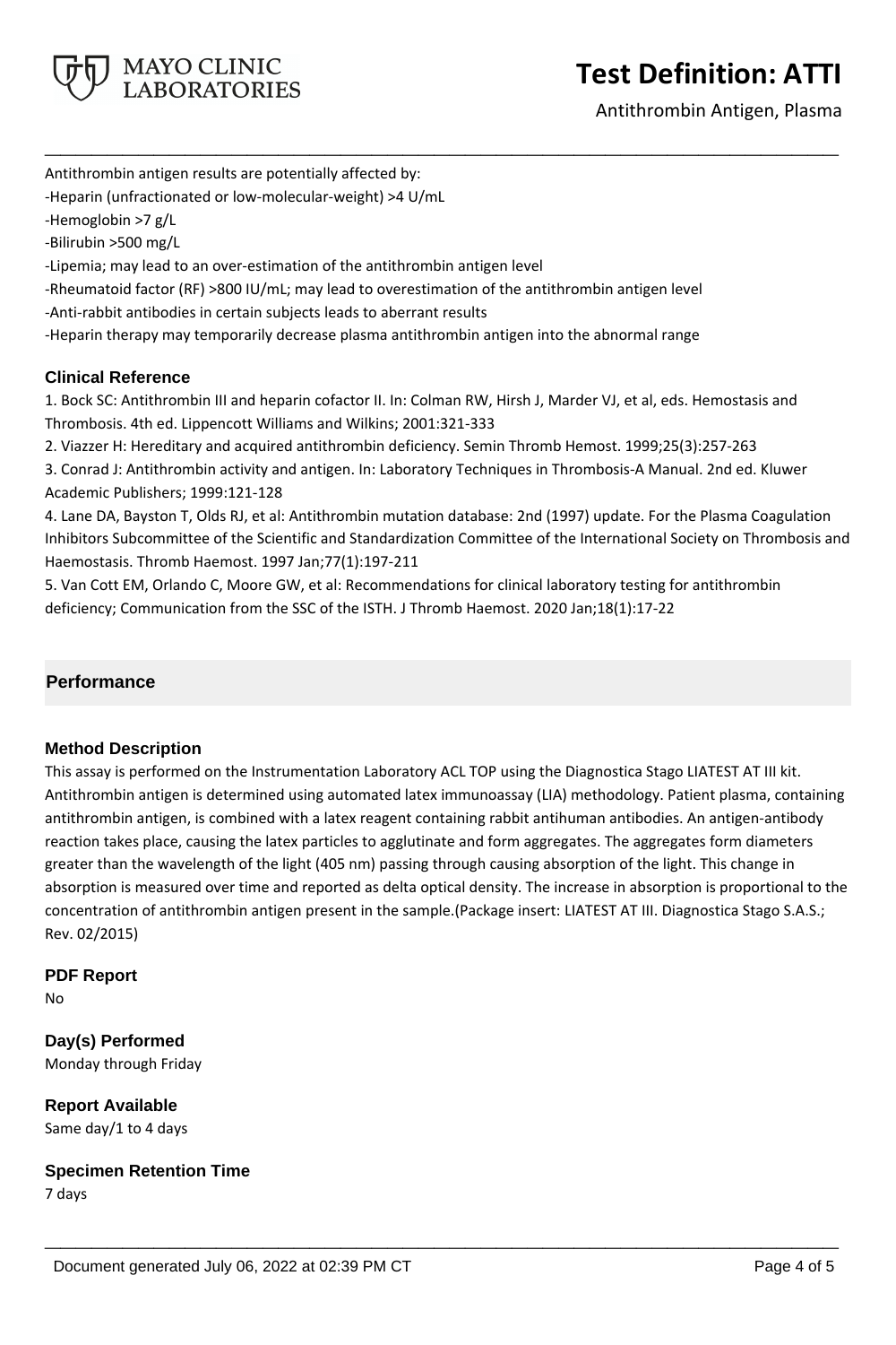Antithrombin antigen results are potentially affected by:

-Heparin (unfractionated or low-molecular-weight) >4 U/mL

-Hemoglobin >7 g/L

-Bilirubin >500 mg/L

-Lipemia; may lead to an over-estimation of the antithrombin antigen level

-Rheumatoid factor (RF) >800 IU/mL; may lead to overestimation of the antithrombin antigen level

-Anti-rabbit antibodies in certain subjects leads to aberrant results

-Heparin therapy may temporarily decrease plasma antithrombin antigen into the abnormal range

### Clinical Reference

1. Bock SC: Antithrombin III and heparin cofactor II. In: Colman RW, Hirsh J, Marder VJ, et al, eds. Hemostasis and Thrombosis. 4th ed. Lippencott Williams and Wilkins; 2001:321-333
2. Viazzer H: Hereditary and acquired antithrombin deficiency. Semin Thromb Hemost. 1999;25(3):257-263
3. Conrad J: Antithrombin activity and antigen. In: Laboratory Techniques in Thrombosis-A Manual. 2nd ed. Kluwer Academic Publishers; 1999:121-128
4. Lane DA, Bayston T, Olds RJ, et al: Antithrombin mutation database: 2nd (1997) update. For the Plasma Coagulation Inhibitors Subcommittee of the Scientific and Standardization Committee of the International Society on Thrombosis and Haemostasis. Thromb Haemost. 1997 Jan;77(1):197-211
5. Van Cott EM, Orlando C, Moore GW, et al: Recommendations for clinical laboratory testing for antithrombin deficiency; Communication from the SSC of the ISTH. J Thromb Haemost. 2020 Jan;18(1):17-22

## Performance

### Method Description

This assay is performed on the Instrumentation Laboratory ACL TOP using the Diagnostica Stago LIATEST AT III kit. Antithrombin antigen is determined using automated latex immunoassay (LIA) methodology. Patient plasma, containing antithrombin antigen, is combined with a latex reagent containing rabbit antihuman antibodies. An antigen-antibody reaction takes place, causing the latex particles to agglutinate and form aggregates. The aggregates form diameters greater than the wavelength of the light (405 nm) passing through causing absorption of the light. This change in absorption is measured over time and reported as delta optical density. The increase in absorption is proportional to the concentration of antithrombin antigen present in the sample.(Package insert: LIATEST AT III. Diagnostica Stago S.A.S.; Rev. 02/2015)

### PDF Report

No

### Day(s) Performed

Monday through Friday

### Report Available

Same day/1 to 4 days

### Specimen Retention Time

7 days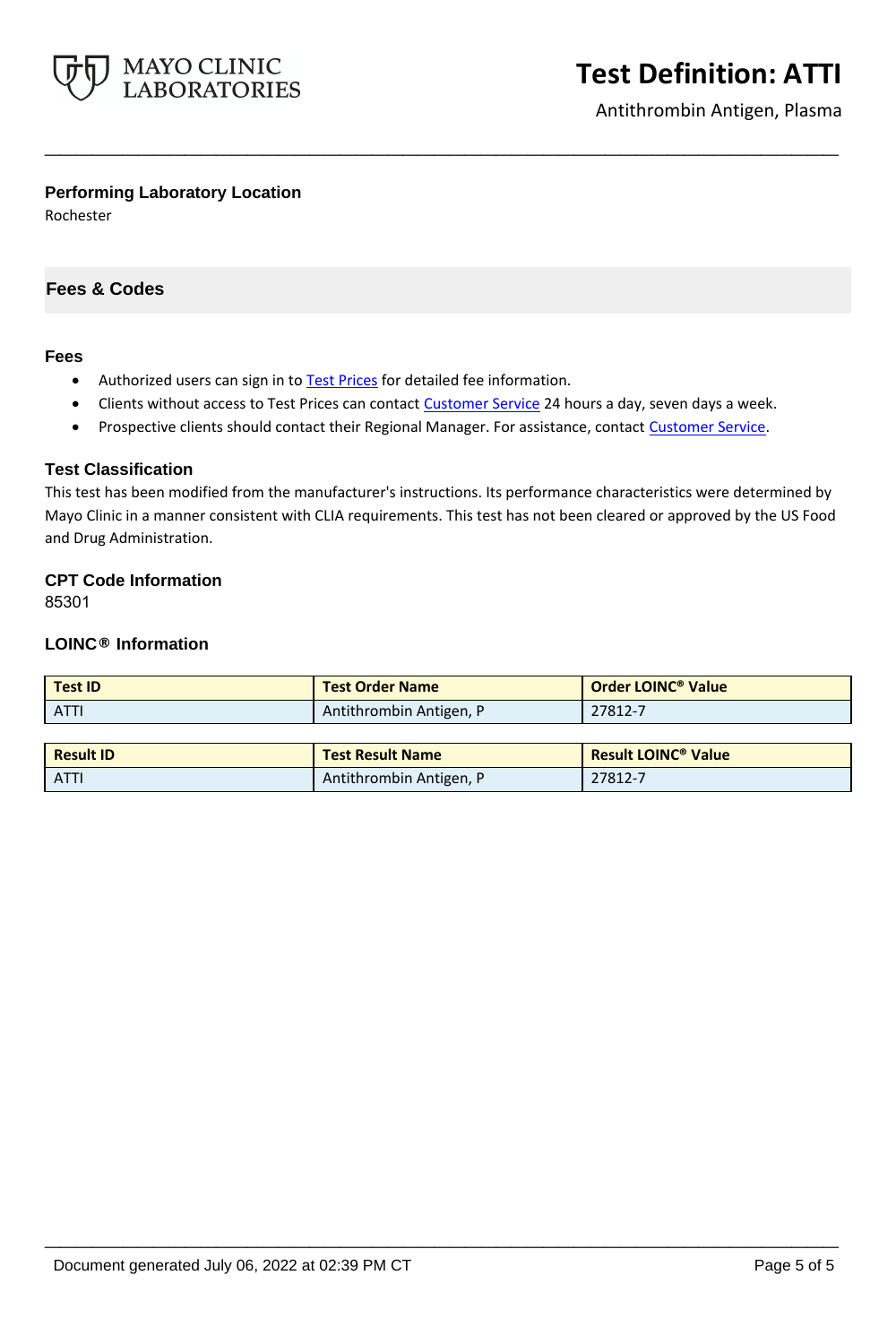**Performing Laboratory Location**

Rochester

## Fees & Codes

**Fees**

- Authorized users can sign in to Test Prices for detailed fee information.
- Clients without access to Test Prices can contact Customer Service 24 hours a day, seven days a week.
- Prospective clients should contact their Regional Manager. For assistance, contact Customer Service.

**Test Classification**

This test has been modified from the manufacturer's instructions. Its performance characteristics were determined by Mayo Clinic in a manner consistent with CLIA requirements. This test has not been cleared or approved by the US Food and Drug Administration.

**CPT Code Information**

85301

**LOINC® Information**

| Test ID | Test Order Name | Order LOINC® Value |
|---|---|---|
| ATTI | Antithrombin Antigen, P | 27812-7 |

| Result ID | Test Result Name | Result LOINC® Value |
|---|---|---|
| ATTI | Antithrombin Antigen, P | 27812-7 |